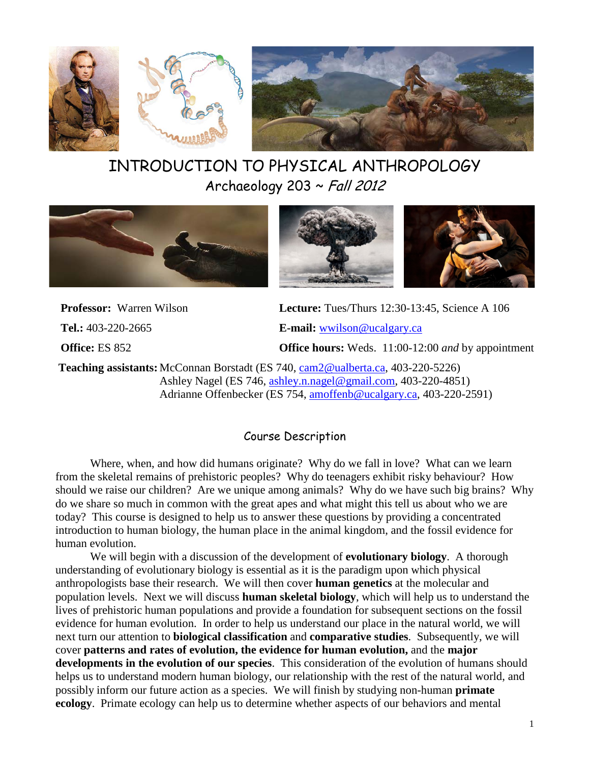# INTRODUCTION TO PHYSICAL ANTHROPOLOGY

## Archaeology 203 ~ *Fall 2012*

**Professor:** Warren Wilson

**Tel.:** 403-220-2665

**Office:** ES 852

**Lecture:** Tues/Thurs 12:30-13:45, Science A 106

**E-mail:** wwilson@ucalgary.ca

**Office hours:** Weds. 11:00-12:00 *and* by appointment

**Teaching assistants:** McConnan Borstadt (ES 740, cam2@ualberta.ca, 403-220-5226)
Ashley Nagel (ES 746, ashley.n.nagel@gmail.com, 403-220-4851)
Adrianne Offenbecker (ES 754, amoffenb@ucalgary.ca, 403-220-2591)

## Course Description

Where, when, and how did humans originate? Why do we fall in love? What can we learn from the skeletal remains of prehistoric peoples? Why do teenagers exhibit risky behaviour? How should we raise our children? Are we unique among animals? Why do we have such big brains? Why do we share so much in common with the great apes and what might this tell us about who we are today? This course is designed to help us to answer these questions by providing a concentrated introduction to human biology, the human place in the animal kingdom, and the fossil evidence for human evolution.

We will begin with a discussion of the development of **evolutionary biology**. A thorough understanding of evolutionary biology is essential as it is the paradigm upon which physical anthropologists base their research. We will then cover **human genetics** at the molecular and population levels. Next we will discuss **human skeletal biology**, which will help us to understand the lives of prehistoric human populations and provide a foundation for subsequent sections on the fossil evidence for human evolution. In order to help us understand our place in the natural world, we will next turn our attention to **biological classification** and **comparative studies**. Subsequently, we will cover **patterns and rates of evolution, the evidence for human evolution,** and the **major developments in the evolution of our species**. This consideration of the evolution of humans should helps us to understand modern human biology, our relationship with the rest of the natural world, and possibly inform our future action as a species. We will finish by studying non-human **primate ecology**. Primate ecology can help us to determine whether aspects of our behaviors and mental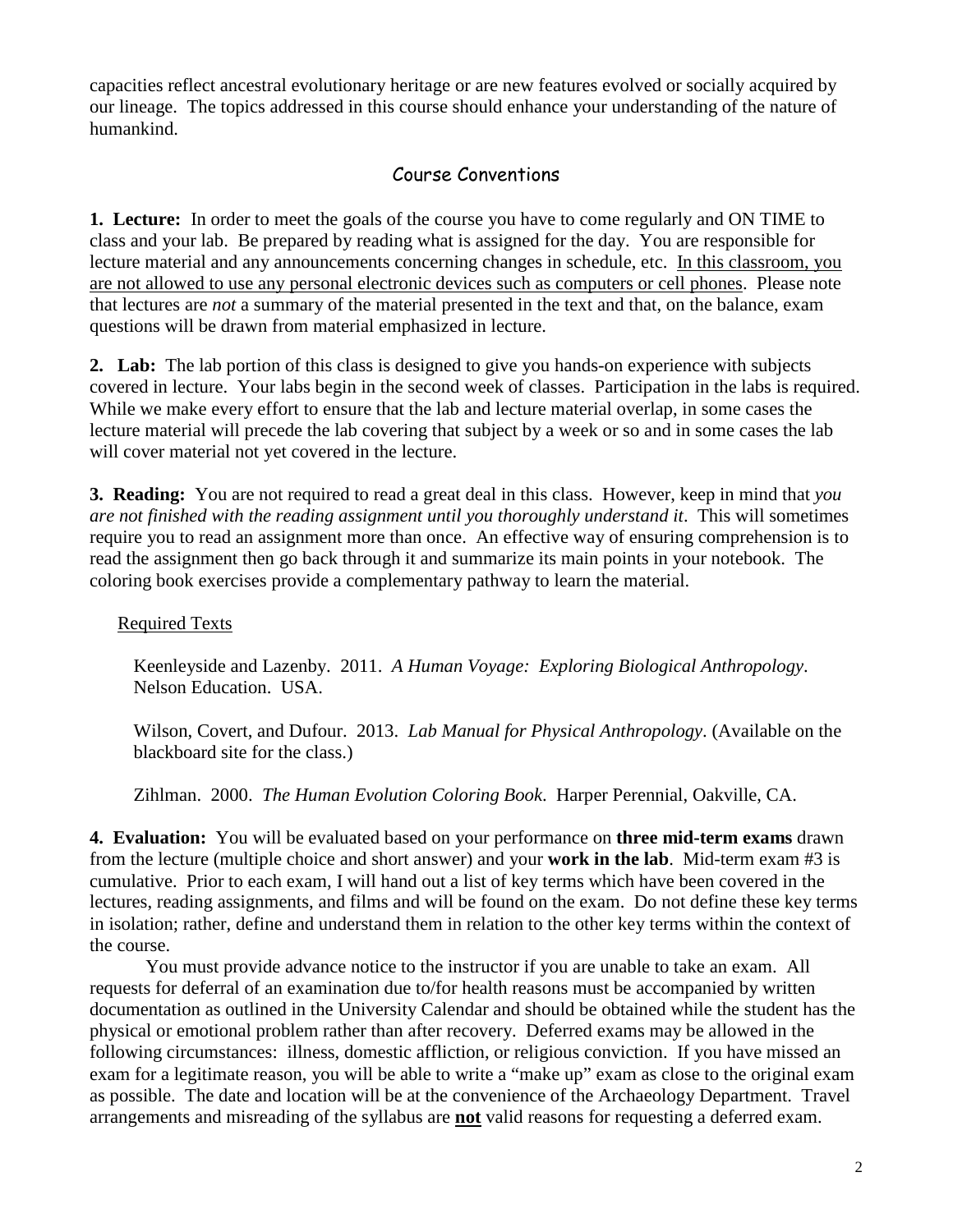capacities reflect ancestral evolutionary heritage or are new features evolved or socially acquired by our lineage. The topics addressed in this course should enhance your understanding of the nature of humankind.

## Course Conventions

**1. Lecture:** In order to meet the goals of the course you have to come regularly and ON TIME to class and your lab. Be prepared by reading what is assigned for the day. You are responsible for lecture material and any announcements concerning changes in schedule, etc. <u>In this classroom, you are not allowed to use any personal electronic devices such as computers or cell phones</u>. Please note that lectures are *not* a summary of the material presented in the text and that, on the balance, exam questions will be drawn from material emphasized in lecture.

**2. Lab:** The lab portion of this class is designed to give you hands-on experience with subjects covered in lecture. Your labs begin in the second week of classes. Participation in the labs is required. While we make every effort to ensure that the lab and lecture material overlap, in some cases the lecture material will precede the lab covering that subject by a week or so and in some cases the lab will cover material not yet covered in the lecture.

**3. Reading:** You are not required to read a great deal in this class. However, keep in mind that *you are not finished with the reading assignment until you thoroughly understand it*. This will sometimes require you to read an assignment more than once. An effective way of ensuring comprehension is to read the assignment then go back through it and summarize its main points in your notebook. The coloring book exercises provide a complementary pathway to learn the material.

<u>Required Texts</u>

Keenleyside and Lazenby. 2011. *A Human Voyage: Exploring Biological Anthropology*. Nelson Education. USA.

Wilson, Covert, and Dufour. 2013. *Lab Manual for Physical Anthropology*. (Available on the blackboard site for the class.)

Zihlman. 2000. *The Human Evolution Coloring Book*. Harper Perennial, Oakville, CA.

**4. Evaluation:** You will be evaluated based on your performance on **three mid-term exams** drawn from the lecture (multiple choice and short answer) and your **work in the lab**. Mid-term exam #3 is cumulative. Prior to each exam, I will hand out a list of key terms which have been covered in the lectures, reading assignments, and films and will be found on the exam. Do not define these key terms in isolation; rather, define and understand them in relation to the other key terms within the context of the course.

You must provide advance notice to the instructor if you are unable to take an exam. All requests for deferral of an examination due to/for health reasons must be accompanied by written documentation as outlined in the University Calendar and should be obtained while the student has the physical or emotional problem rather than after recovery. Deferred exams may be allowed in the following circumstances: illness, domestic affliction, or religious conviction. If you have missed an exam for a legitimate reason, you will be able to write a "make up" exam as close to the original exam as possible. The date and location will be at the convenience of the Archaeology Department. Travel arrangements and misreading of the syllabus are <u>**not**</u> valid reasons for requesting a deferred exam.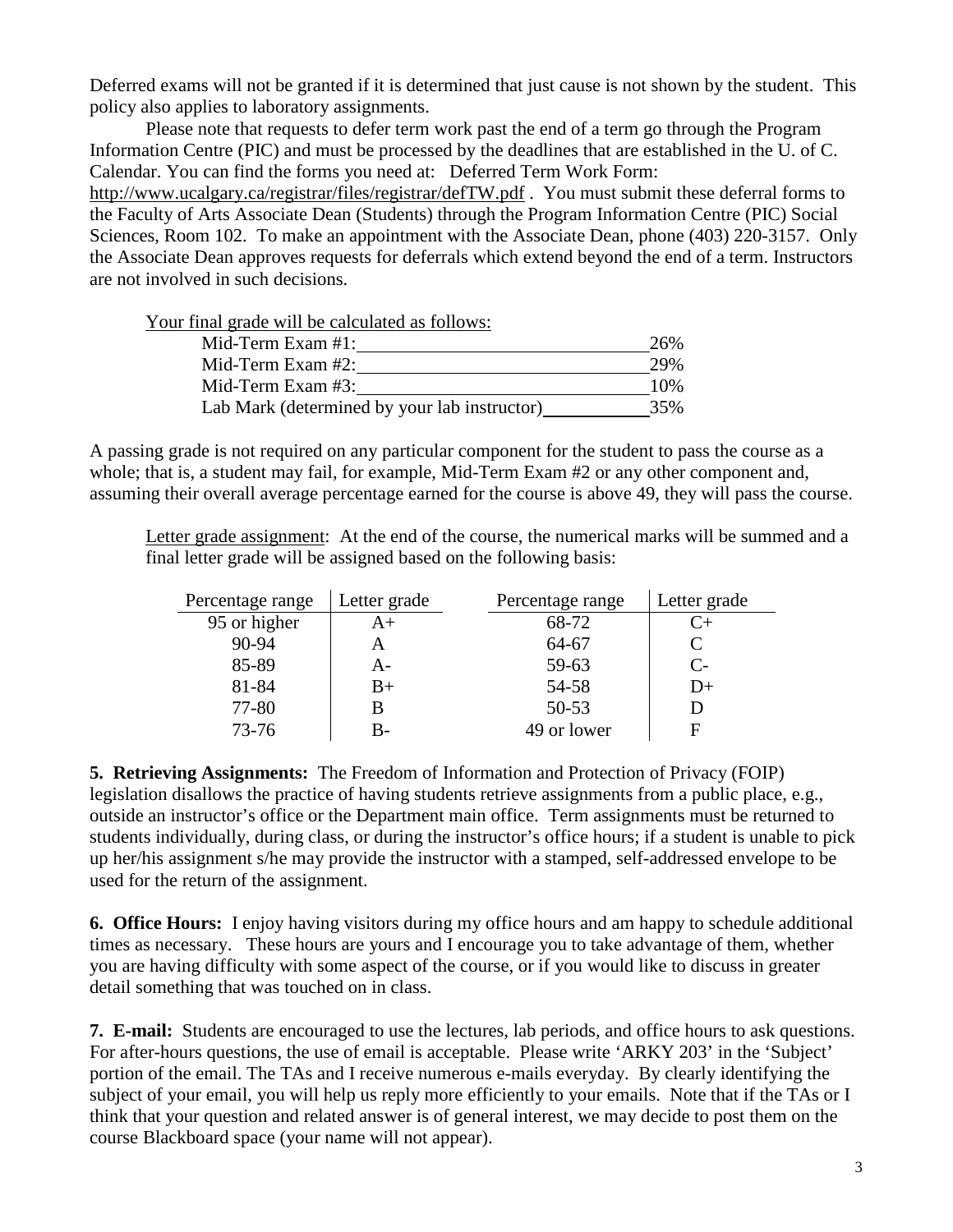Deferred exams will not be granted if it is determined that just cause is not shown by the student. This policy also applies to laboratory assignments.

Please note that requests to defer term work past the end of a term go through the Program Information Centre (PIC) and must be processed by the deadlines that are established in the U. of C. Calendar. You can find the forms you need at: Deferred Term Work Form: http://www.ucalgary.ca/registrar/files/registrar/defTW.pdf . You must submit these deferral forms to the Faculty of Arts Associate Dean (Students) through the Program Information Centre (PIC) Social Sciences, Room 102. To make an appointment with the Associate Dean, phone (403) 220-3157. Only the Associate Dean approves requests for deferrals which extend beyond the end of a term. Instructors are not involved in such decisions.

Your final grade will be calculated as follows:

| Component | Weight |
|---|---|
| Mid-Term Exam #1: | 26% |
| Mid-Term Exam #2: | 29% |
| Mid-Term Exam #3: | 10% |
| Lab Mark (determined by your lab instructor) | 35% |

A passing grade is not required on any particular component for the student to pass the course as a whole; that is, a student may fail, for example, Mid-Term Exam #2 or any other component and, assuming their overall average percentage earned for the course is above 49, they will pass the course.

Letter grade assignment: At the end of the course, the numerical marks will be summed and a final letter grade will be assigned based on the following basis:

| Percentage range | Letter grade | Percentage range | Letter grade |
|---|---|---|---|
| 95 or higher | A+ | 68-72 | C+ |
| 90-94 | A | 64-67 | C |
| 85-89 | A- | 59-63 | C- |
| 81-84 | B+ | 54-58 | D+ |
| 77-80 | B | 50-53 | D |
| 73-76 | B- | 49 or lower | F |

**5. Retrieving Assignments:** The Freedom of Information and Protection of Privacy (FOIP) legislation disallows the practice of having students retrieve assignments from a public place, e.g., outside an instructor's office or the Department main office. Term assignments must be returned to students individually, during class, or during the instructor's office hours; if a student is unable to pick up her/his assignment s/he may provide the instructor with a stamped, self-addressed envelope to be used for the return of the assignment.

**6. Office Hours:** I enjoy having visitors during my office hours and am happy to schedule additional times as necessary. These hours are yours and I encourage you to take advantage of them, whether you are having difficulty with some aspect of the course, or if you would like to discuss in greater detail something that was touched on in class.

**7. E-mail:** Students are encouraged to use the lectures, lab periods, and office hours to ask questions. For after-hours questions, the use of email is acceptable. Please write 'ARKY 203' in the 'Subject' portion of the email. The TAs and I receive numerous e-mails everyday. By clearly identifying the subject of your email, you will help us reply more efficiently to your emails. Note that if the TAs or I think that your question and related answer is of general interest, we may decide to post them on the course Blackboard space (your name will not appear).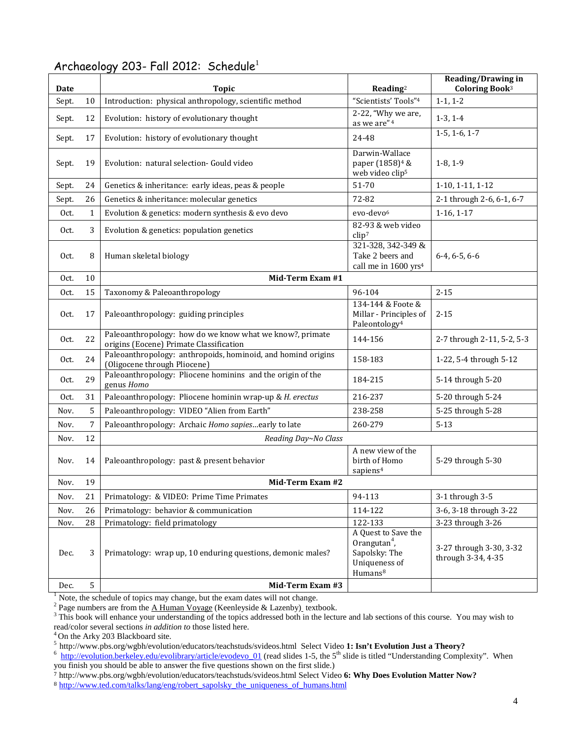## Archaeology 203- Fall 2012: Schedule[1]

| Date | | Topic | Reading[2] | Reading/Drawing in Coloring Book[3] |
|---|---|---|---|---|
| Sept. | 10 | Introduction: physical anthropology, scientific method | "Scientists' Tools"[4] | 1-1, 1-2 |
| Sept. | 12 | Evolution: history of evolutionary thought | 2-22, "Why we are, as we are"[4] | 1-3, 1-4 |
| Sept. | 17 | Evolution: history of evolutionary thought | 24-48 | 1-5, 1-6, 1-7 |
| Sept. | 19 | Evolution: natural selection- Gould video | Darwin-Wallace paper (1858)[4] & web video clip[5] | 1-8, 1-9 |
| Sept. | 24 | Genetics & inheritance: early ideas, peas & people | 51-70 | 1-10, 1-11, 1-12 |
| Sept. | 26 | Genetics & inheritance: molecular genetics | 72-82 | 2-1 through 2-6, 6-1, 6-7 |
| Oct. | 1 | Evolution & genetics: modern synthesis & evo devo | evo-devo[6] | 1-16, 1-17 |
| Oct. | 3 | Evolution & genetics: population genetics | 82-93 & web video clip[7] | |
| Oct. | 8 | Human skeletal biology | 321-328, 342-349 & Take 2 beers and call me in 1600 yrs[4] | 6-4, 6-5, 6-6 |
| Oct. | 10 | **Mid-Term Exam #1** | | |
| Oct. | 15 | Taxonomy & Paleoanthropology | 96-104 | 2-15 |
| Oct. | 17 | Paleoanthropology: guiding principles | 134-144 & Foote & Millar - Principles of Paleontology[4] | 2-15 |
| Oct. | 22 | Paleoanthropology: how do we know what we know?, primate origins (Eocene) Primate Classification | 144-156 | 2-7 through 2-11, 5-2, 5-3 |
| Oct. | 24 | Paleoanthropology: anthropoids, hominoid, and homind origins (Oligocene through Pliocene) | 158-183 | 1-22, 5-4 through 5-12 |
| Oct. | 29 | Paleoanthropology: Pliocene hominins and the origin of the genus *Homo* | 184-215 | 5-14 through 5-20 |
| Oct. | 31 | Paleoanthropology: Pliocene hominin wrap-up & *H. erectus* | 216-237 | 5-20 through 5-24 |
| Nov. | 5 | Paleoanthropology: VIDEO "Alien from Earth" | 238-258 | 5-25 through 5-28 |
| Nov. | 7 | Paleoanthropology: Archaic *Homo sapies*…early to late | 260-279 | 5-13 |
| Nov. | 12 | *Reading Day~No Class* | | |
| Nov. | 14 | Paleoanthropology: past & present behavior | A new view of the birth of Homo sapiens[4] | 5-29 through 5-30 |
| Nov. | 19 | **Mid-Term Exam #2** | | |
| Nov. | 21 | Primatology: & VIDEO: Prime Time Primates | 94-113 | 3-1 through 3-5 |
| Nov. | 26 | Primatology: behavior & communication | 114-122 | 3-6, 3-18 through 3-22 |
| Nov. | 28 | Primatology: field primatology | 122-133 | 3-23 through 3-26 |
| Dec. | 3 | Primatology: wrap up, 10 enduring questions, demonic males? | A Quest to Save the Orangutan[4], Sapolsky: The Uniqueness of Humans[8] | 3-27 through 3-30, 3-32 through 3-34, 4-35 |
| Dec. | 5 | **Mid-Term Exam #3** | | |

[1] Note, the schedule of topics may change, but the exam dates will not change.

[2] Page numbers are from the A Human Voyage (Keenleyside & Lazenby) textbook.

[3] This book will enhance your understanding of the topics addressed both in the lecture and lab sections of this course. You may wish to read/color several sections *in addition to* those listed here.

[4] On the Arky 203 Blackboard site.

[5] http://www.pbs.org/wgbh/evolution/educators/teachstuds/svideos.html Select Video **1: Isn't Evolution Just a Theory?**

[6] http://evolution.berkeley.edu/evolibrary/article/evodevo_01 (read slides 1-5, the 5th slide is titled "Understanding Complexity". When you finish you should be able to answer the five questions shown on the first slide.)

[7] http://www.pbs.org/wgbh/evolution/educators/teachstuds/svideos.html Select Video **6: Why Does Evolution Matter Now?**

[8] http://www.ted.com/talks/lang/eng/robert_sapolsky_the_uniqueness_of_humans.html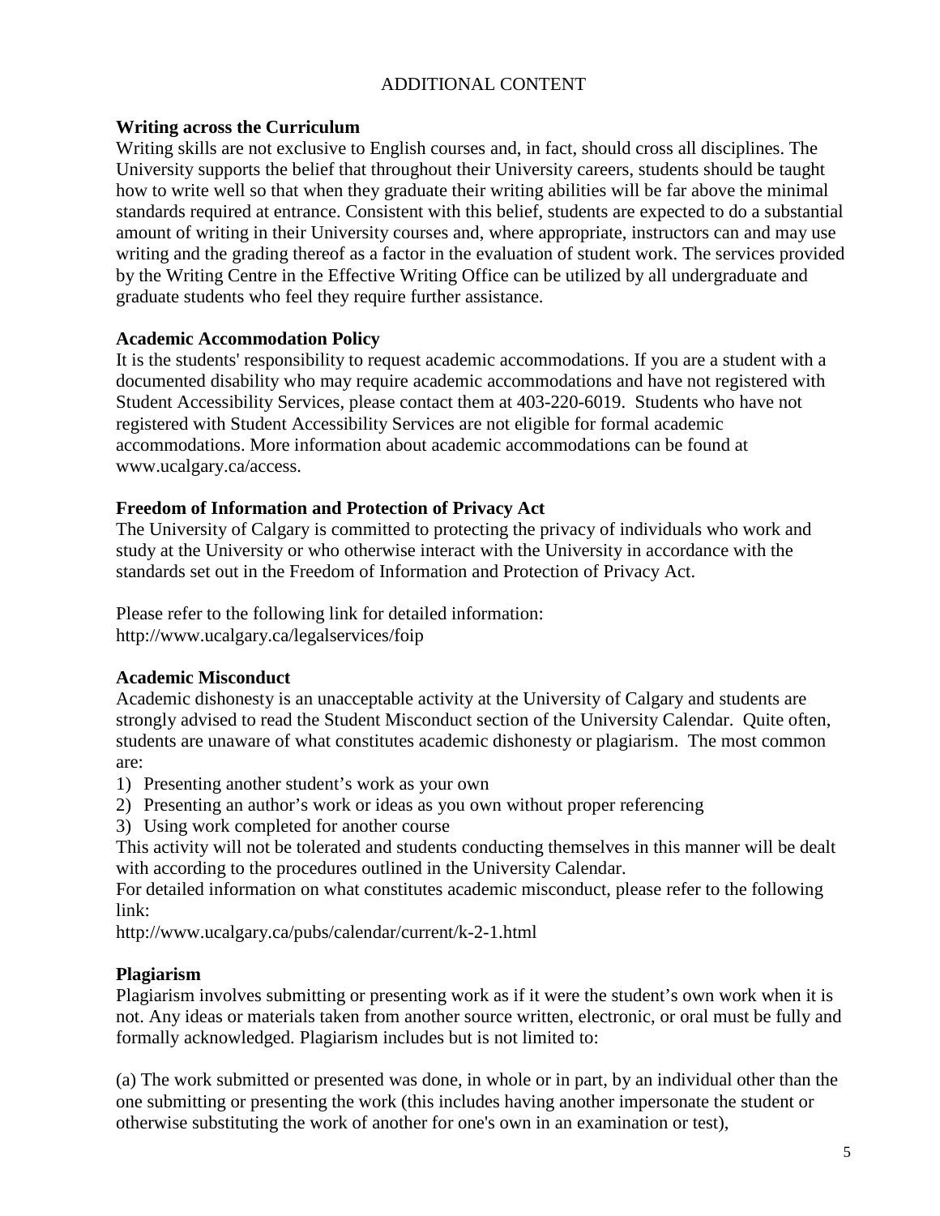## ADDITIONAL CONTENT

**Writing across the Curriculum**
Writing skills are not exclusive to English courses and, in fact, should cross all disciplines. The University supports the belief that throughout their University careers, students should be taught how to write well so that when they graduate their writing abilities will be far above the minimal standards required at entrance. Consistent with this belief, students are expected to do a substantial amount of writing in their University courses and, where appropriate, instructors can and may use writing and the grading thereof as a factor in the evaluation of student work. The services provided by the Writing Centre in the Effective Writing Office can be utilized by all undergraduate and graduate students who feel they require further assistance.

**Academic Accommodation Policy**
It is the students' responsibility to request academic accommodations. If you are a student with a documented disability who may require academic accommodations and have not registered with Student Accessibility Services, please contact them at 403-220-6019. Students who have not registered with Student Accessibility Services are not eligible for formal academic accommodations. More information about academic accommodations can be found at www.ucalgary.ca/access.

**Freedom of Information and Protection of Privacy Act**
The University of Calgary is committed to protecting the privacy of individuals who work and study at the University or who otherwise interact with the University in accordance with the standards set out in the Freedom of Information and Protection of Privacy Act.

Please refer to the following link for detailed information:
http://www.ucalgary.ca/legalservices/foip

**Academic Misconduct**
Academic dishonesty is an unacceptable activity at the University of Calgary and students are strongly advised to read the Student Misconduct section of the University Calendar. Quite often, students are unaware of what constitutes academic dishonesty or plagiarism. The most common are:

1) Presenting another student's work as your own
2) Presenting an author's work or ideas as you own without proper referencing
3) Using work completed for another course

This activity will not be tolerated and students conducting themselves in this manner will be dealt with according to the procedures outlined in the University Calendar.
For detailed information on what constitutes academic misconduct, please refer to the following link:
http://www.ucalgary.ca/pubs/calendar/current/k-2-1.html

**Plagiarism**
Plagiarism involves submitting or presenting work as if it were the student's own work when it is not. Any ideas or materials taken from another source written, electronic, or oral must be fully and formally acknowledged. Plagiarism includes but is not limited to:

(a) The work submitted or presented was done, in whole or in part, by an individual other than the one submitting or presenting the work (this includes having another impersonate the student or otherwise substituting the work of another for one's own in an examination or test),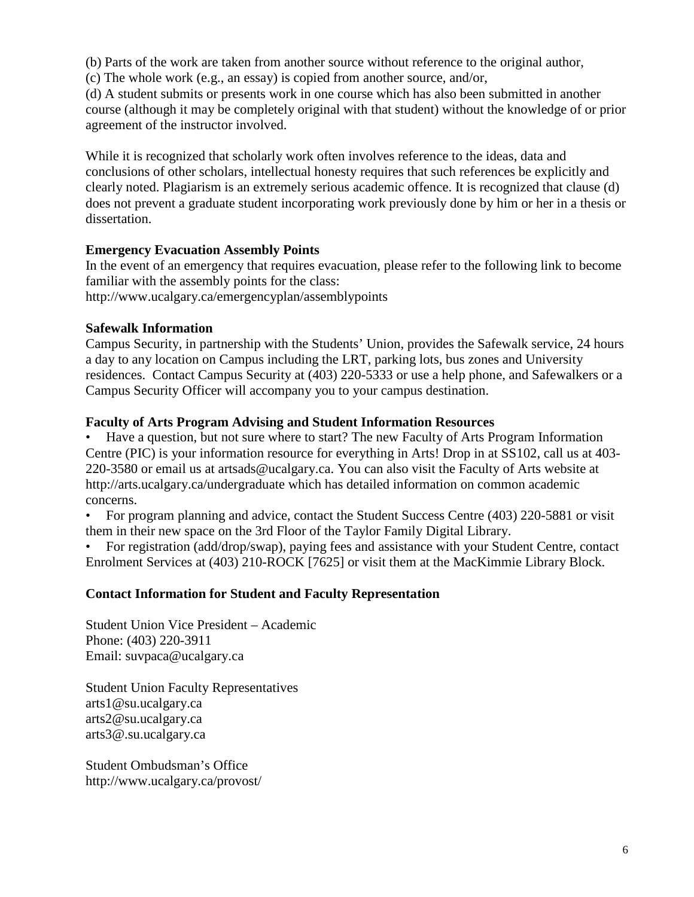(b) Parts of the work are taken from another source without reference to the original author,
(c) The whole work (e.g., an essay) is copied from another source, and/or,
(d) A student submits or presents work in one course which has also been submitted in another course (although it may be completely original with that student) without the knowledge of or prior agreement of the instructor involved.

While it is recognized that scholarly work often involves reference to the ideas, data and conclusions of other scholars, intellectual honesty requires that such references be explicitly and clearly noted. Plagiarism is an extremely serious academic offence. It is recognized that clause (d) does not prevent a graduate student incorporating work previously done by him or her in a thesis or dissertation.

**Emergency Evacuation Assembly Points**

In the event of an emergency that requires evacuation, please refer to the following link to become familiar with the assembly points for the class:
http://www.ucalgary.ca/emergencyplan/assemblypoints

**Safewalk Information**

Campus Security, in partnership with the Students' Union, provides the Safewalk service, 24 hours a day to any location on Campus including the LRT, parking lots, bus zones and University residences. Contact Campus Security at (403) 220-5333 or use a help phone, and Safewalkers or a Campus Security Officer will accompany you to your campus destination.

**Faculty of Arts Program Advising and Student Information Resources**

- Have a question, but not sure where to start? The new Faculty of Arts Program Information Centre (PIC) is your information resource for everything in Arts! Drop in at SS102, call us at 403-220-3580 or email us at artsads@ucalgary.ca. You can also visit the Faculty of Arts website at http://arts.ucalgary.ca/undergraduate which has detailed information on common academic concerns.
- For program planning and advice, contact the Student Success Centre (403) 220-5881 or visit them in their new space on the 3rd Floor of the Taylor Family Digital Library.
- For registration (add/drop/swap), paying fees and assistance with your Student Centre, contact Enrolment Services at (403) 210-ROCK [7625] or visit them at the MacKimmie Library Block.

**Contact Information for Student and Faculty Representation**

Student Union Vice President – Academic
Phone: (403) 220-3911
Email: suvpaca@ucalgary.ca

Student Union Faculty Representatives
arts1@su.ucalgary.ca
arts2@su.ucalgary.ca
arts3@.su.ucalgary.ca

Student Ombudsman's Office
http://www.ucalgary.ca/provost/